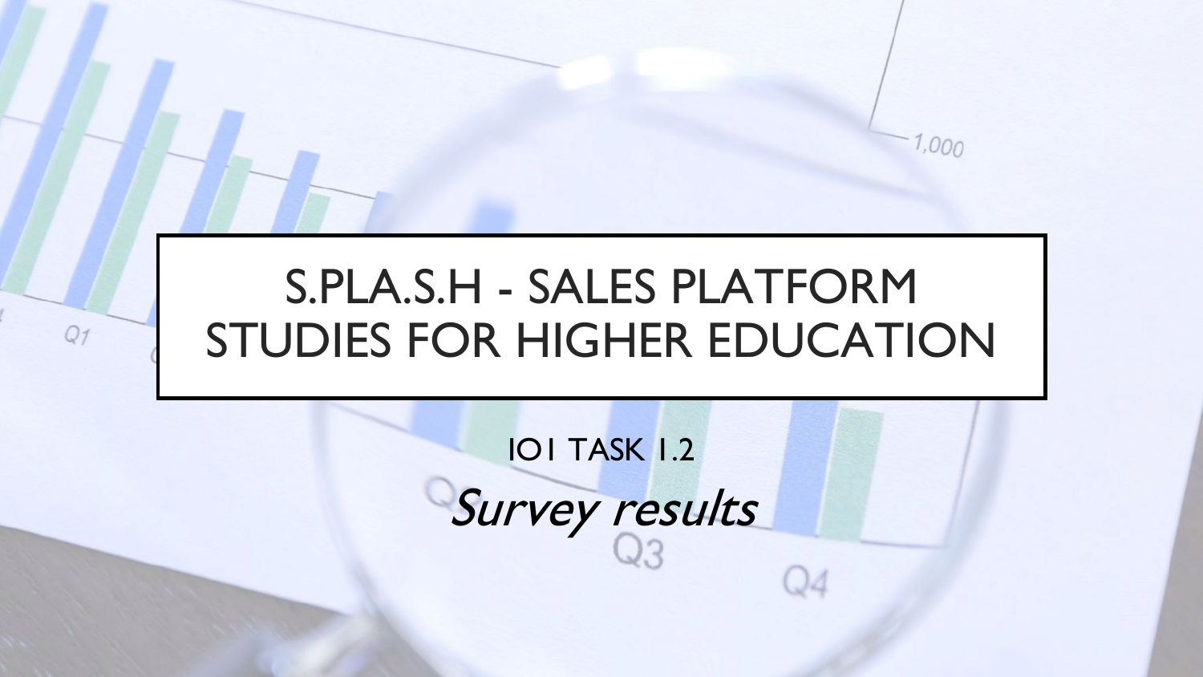# S.PLA.S.H - SALES PLATFORM STUDIES FOR HIGHER EDUCATION

IO1 TASK 1.2

*Survey results*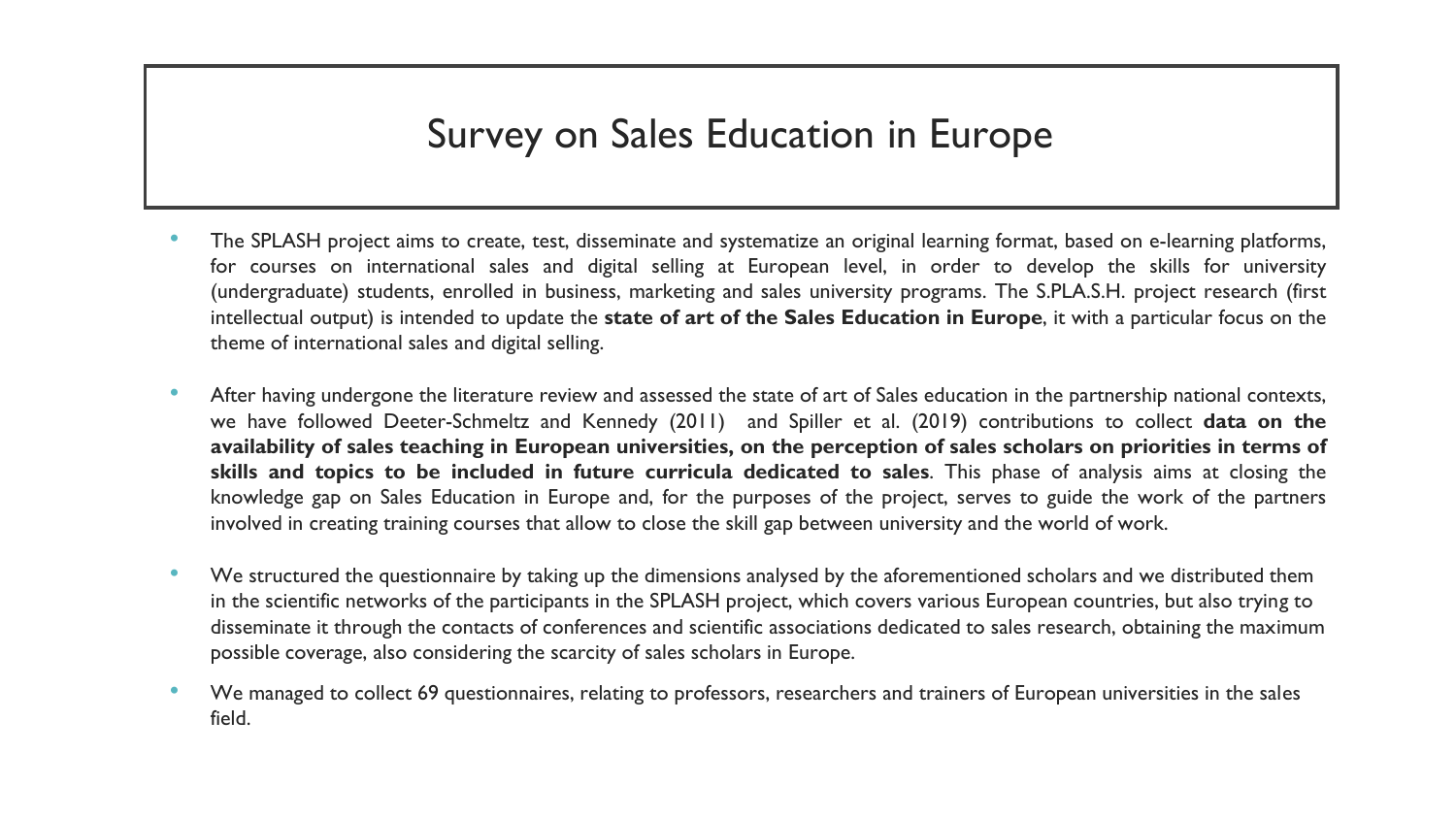# Survey on Sales Education in Europe

- The SPLASH project aims to create, test, disseminate and systematize an original learning format, based on e-learning platforms, for courses on international sales and digital selling at European level, in order to develop the skills for university (undergraduate) students, enrolled in business, marketing and sales university programs. The S.PLA.S.H. project research (first intellectual output) is intended to update the **state of art of the Sales Education in Europe**, it with a particular focus on the theme of international sales and digital selling.

- After having undergone the literature review and assessed the state of art of Sales education in the partnership national contexts, we have followed Deeter-Schmeltz and Kennedy (2011) and Spiller et al. (2019) contributions to collect **data on the availability of sales teaching in European universities, on the perception of sales scholars on priorities in terms of skills and topics to be included in future curricula dedicated to sales**. This phase of analysis aims at closing the knowledge gap on Sales Education in Europe and, for the purposes of the project, serves to guide the work of the partners involved in creating training courses that allow to close the skill gap between university and the world of work.

- We structured the questionnaire by taking up the dimensions analysed by the aforementioned scholars and we distributed them in the scientific networks of the participants in the SPLASH project, which covers various European countries, but also trying to disseminate it through the contacts of conferences and scientific associations dedicated to sales research, obtaining the maximum possible coverage, also considering the scarcity of sales scholars in Europe.

- We managed to collect 69 questionnaires, relating to professors, researchers and trainers of European universities in the sales field.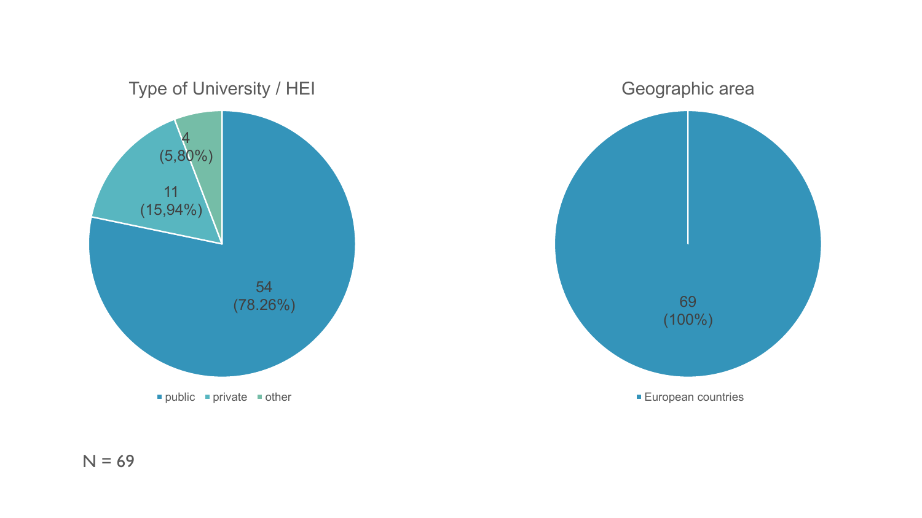## Type of University / HEI

| Type | Count | Percentage |
|---|---|---|
| public | 54 | (78.26%) |
| private | 11 | (15,94%) |
| other | 4 | (5,80%) |

## Geographic area

| Area | Count | Percentage |
|---|---|---|
| European countries | 69 | (100%) |

N = 69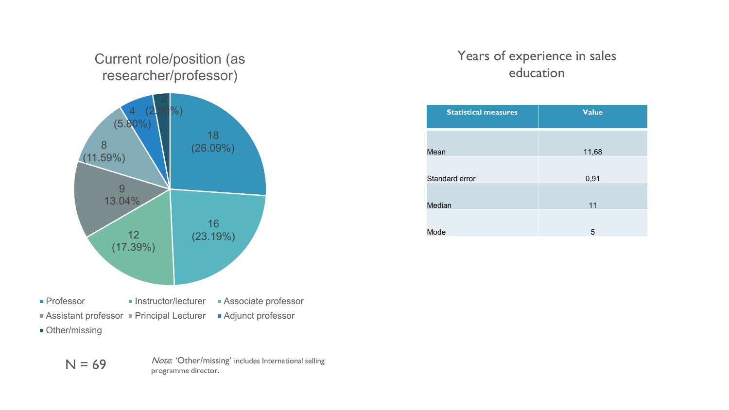## Current role/position (as researcher/professor)

| Role | Count | Percentage |
| --- | --- | --- |
| Professor | 18 | 26.09% |
| Instructor/lecturer | 16 | 23.19% |
| Associate professor | 12 | 17.39% |
| Assistant professor | 9 | 13.04% |
| Principal Lecturer | 8 | 11.59% |
| Adjunct professor | 4 | 5.80% |
| Other/missing | 2 | 2.90% |

N = 69

*Note*: 'Other/missing' includes International selling programme director.

## Years of experience in sales education

| Statistical measures | Value |
| --- | --- |
| Mean | 11,68 |
| Standard error | 0,91 |
| Median | 11 |
| Mode | 5 |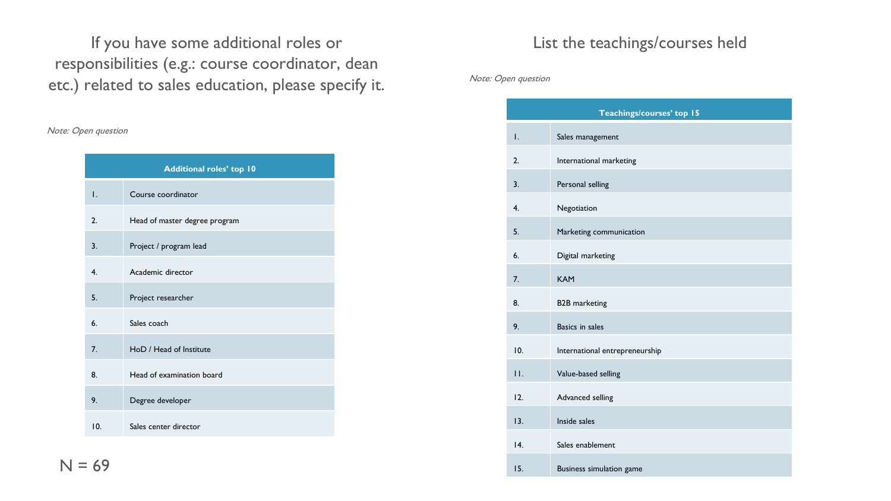## If you have some additional roles or responsibilities (e.g.: course coordinator, dean etc.) related to sales education, please specify it.

*Note: Open question*

| | Additional roles' top 10 |
|---|---|
| 1. | Course coordinator |
| 2. | Head of master degree program |
| 3. | Project / program lead |
| 4. | Academic director |
| 5. | Project researcher |
| 6. | Sales coach |
| 7. | HoD / Head of Institute |
| 8. | Head of examination board |
| 9. | Degree developer |
| 10. | Sales center director |

N = 69

## List the teachings/courses held

*Note: Open question*

| | Teachings/courses' top 15 |
|---|---|
| 1. | Sales management |
| 2. | International marketing |
| 3. | Personal selling |
| 4. | Negotiation |
| 5. | Marketing communication |
| 6. | Digital marketing |
| 7. | KAM |
| 8. | B2B marketing |
| 9. | Basics in sales |
| 10. | International entrepreneurship |
| 11. | Value-based selling |
| 12. | Advanced selling |
| 13. | Inside sales |
| 14. | Sales enablement |
| 15. | Business simulation game |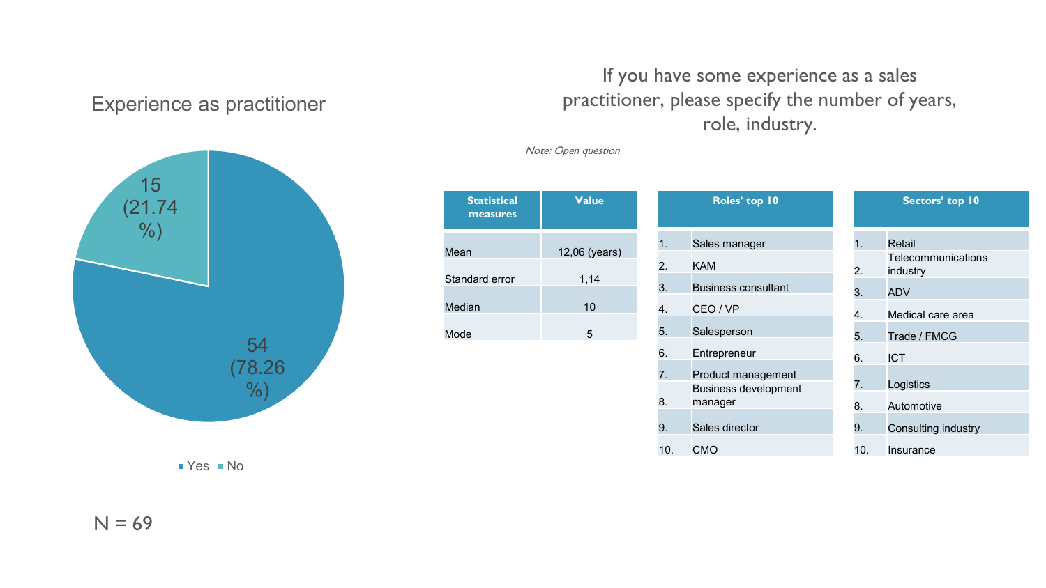## Experience as practitioner

15 (21.74 %)

54 (78.26 %)

Yes No

N = 69

## If you have some experience as a sales practitioner, please specify the number of years, role, industry.

*Note: Open question*

| Statistical measures | Value |
|---|---|
| Mean | 12,06 (years) |
| Standard error | 1,14 |
| Median | 10 |
| Mode | 5 |

| Roles' top 10 | |
|---|---|
| 1. | Sales manager |
| 2. | KAM |
| 3. | Business consultant |
| 4. | CEO / VP |
| 5. | Salesperson |
| 6. | Entrepreneur |
| 7. | Product management |
| 8. | Business development manager |
| 9. | Sales director |
| 10. | CMO |

| Sectors' top 10 | |
|---|---|
| 1. | Retail |
| 2. | Telecommunications industry |
| 3. | ADV |
| 4. | Medical care area |
| 5. | Trade / FMCG |
| 6. | ICT |
| 7. | Logistics |
| 8. | Automotive |
| 9. | Consulting industry |
| 10. | Insurance |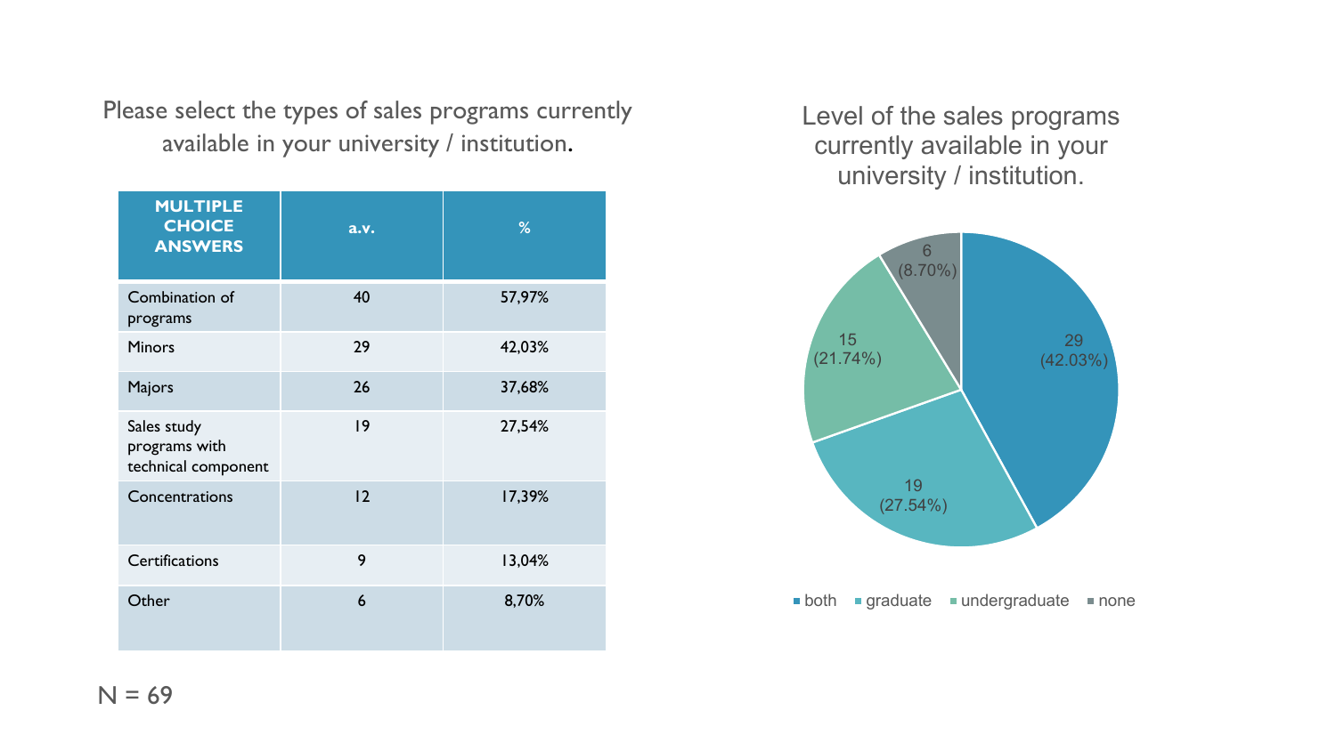Please select the types of sales programs currently available in your university / institution.

| MULTIPLE CHOICE ANSWERS | a.v. | % |
|---|---|---|
| Combination of programs | 40 | 57,97% |
| Minors | 29 | 42,03% |
| Majors | 26 | 37,68% |
| Sales study programs with technical component | 19 | 27,54% |
| Concentrations | 12 | 17,39% |
| Certifications | 9 | 13,04% |
| Other | 6 | 8,70% |

Level of the sales programs currently available in your university / institution.

| Level | a.v. | % |
|---|---|---|
| both | 29 | 42.03% |
| graduate | 19 | 27.54% |
| undergraduate | 15 | 21.74% |
| none | 6 | 8.70% |

N = 69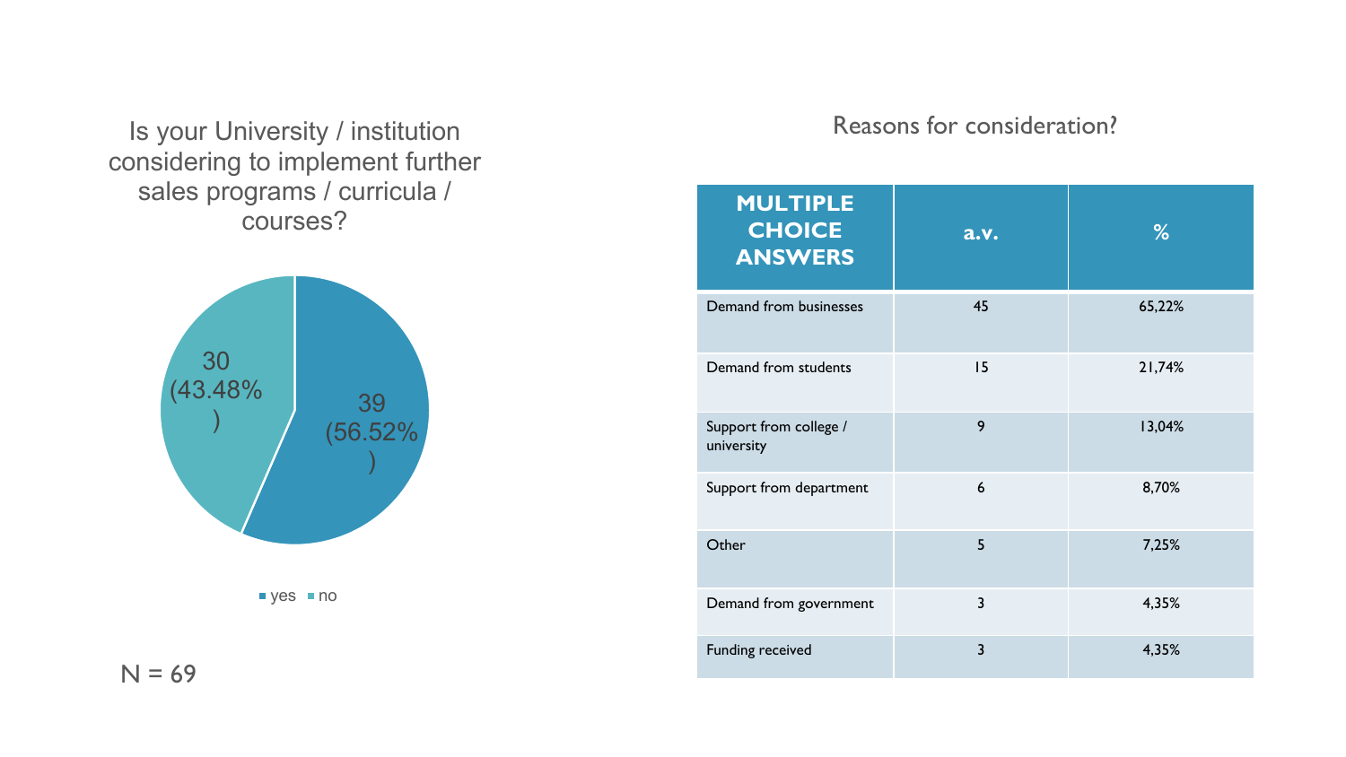## Is your University / institution considering to implement further sales programs / curricula / courses?

- yes: 39 (56.52%)
- no: 30 (43.48%)

N = 69

## Reasons for consideration?

| MULTIPLE CHOICE ANSWERS | a.v. | % |
|---|---|---|
| Demand from businesses | 45 | 65,22% |
| Demand from students | 15 | 21,74% |
| Support from college / university | 9 | 13,04% |
| Support from department | 6 | 8,70% |
| Other | 5 | 7,25% |
| Demand from government | 3 | 4,35% |
| Funding received | 3 | 4,35% |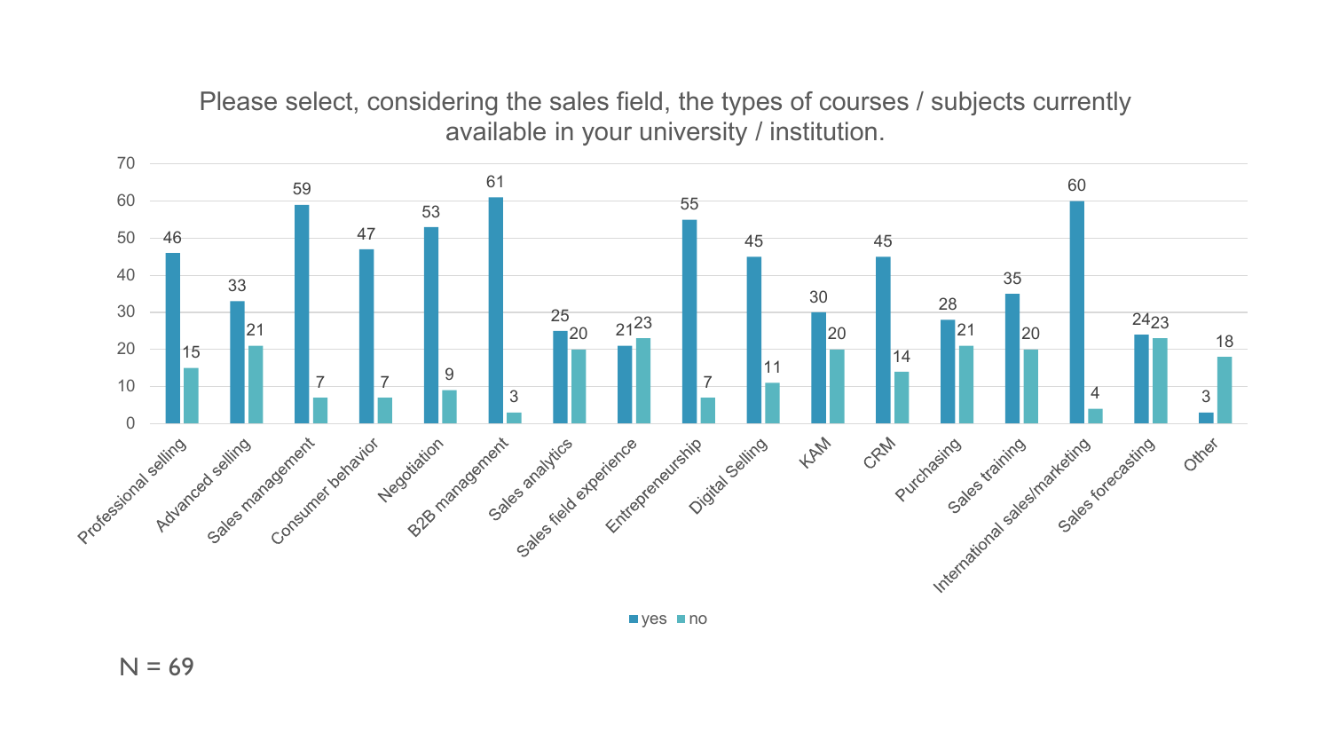## Please select, considering the sales field, the types of courses / subjects currently available in your university / institution.

| Course / subject | yes | no |
| --- | --- | --- |
| Professional selling | 46 | 15 |
| Advanced selling | 33 | 21 |
| Sales management | 59 | 7 |
| Consumer behavior | 47 | 7 |
| Negotiation | 53 | 9 |
| B2B management | 61 | 3 |
| Sales analytics | 25 | 20 |
| Sales field experience | 21 | 23 |
| Entrepreneurship | 55 | 7 |
| Digital Selling | 45 | 11 |
| KAM | 30 | 20 |
| CRM | 45 | 14 |
| Purchasing | 28 | 21 |
| Sales training | 35 | 20 |
| International sales/marketing | 60 | 4 |
| Sales forecasting | 24 | 23 |
| Other | 3 | 18 |

N = 69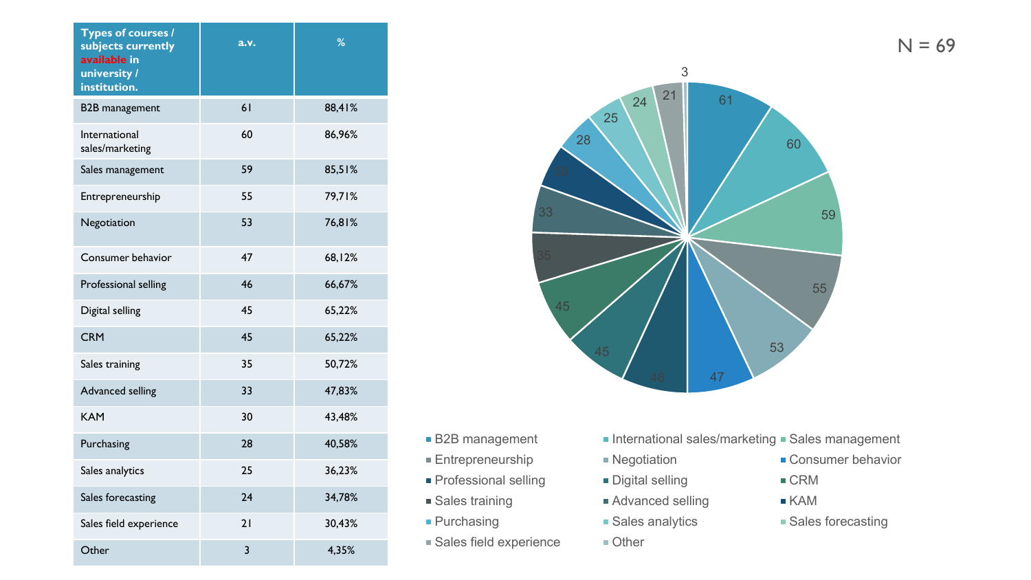N = 69

| Types of courses / subjects currently available in university / institution. | a.v. | % |
|---|---|---|
| B2B management | 61 | 88,41% |
| International sales/marketing | 60 | 86,96% |
| Sales management | 59 | 85,51% |
| Entrepreneurship | 55 | 79,71% |
| Negotiation | 53 | 76,81% |
| Consumer behavior | 47 | 68,12% |
| Professional selling | 46 | 66,67% |
| Digital selling | 45 | 65,22% |
| CRM | 45 | 65,22% |
| Sales training | 35 | 50,72% |
| Advanced selling | 33 | 47,83% |
| KAM | 30 | 43,48% |
| Purchasing | 28 | 40,58% |
| Sales analytics | 25 | 36,23% |
| Sales forecasting | 24 | 34,78% |
| Sales field experience | 21 | 30,43% |
| Other | 3 | 4,35% |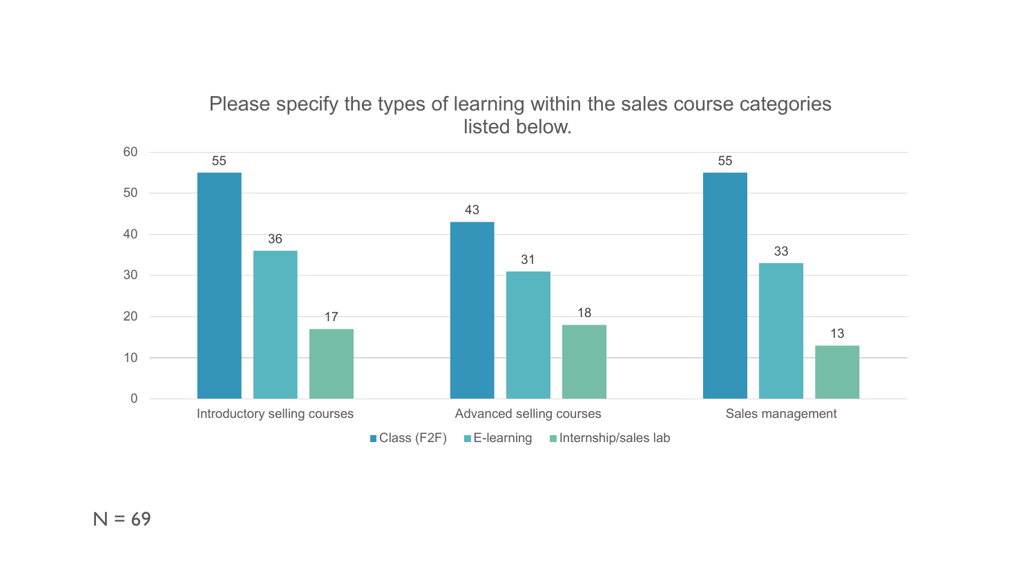## Please specify the types of learning within the sales course categories listed below.

| | Class (F2F) | E-learning | Internship/sales lab |
|---|---|---|---|
| Introductory selling courses | 55 | 36 | 17 |
| Advanced selling courses | 43 | 31 | 18 |
| Sales management | 55 | 33 | 13 |

N = 69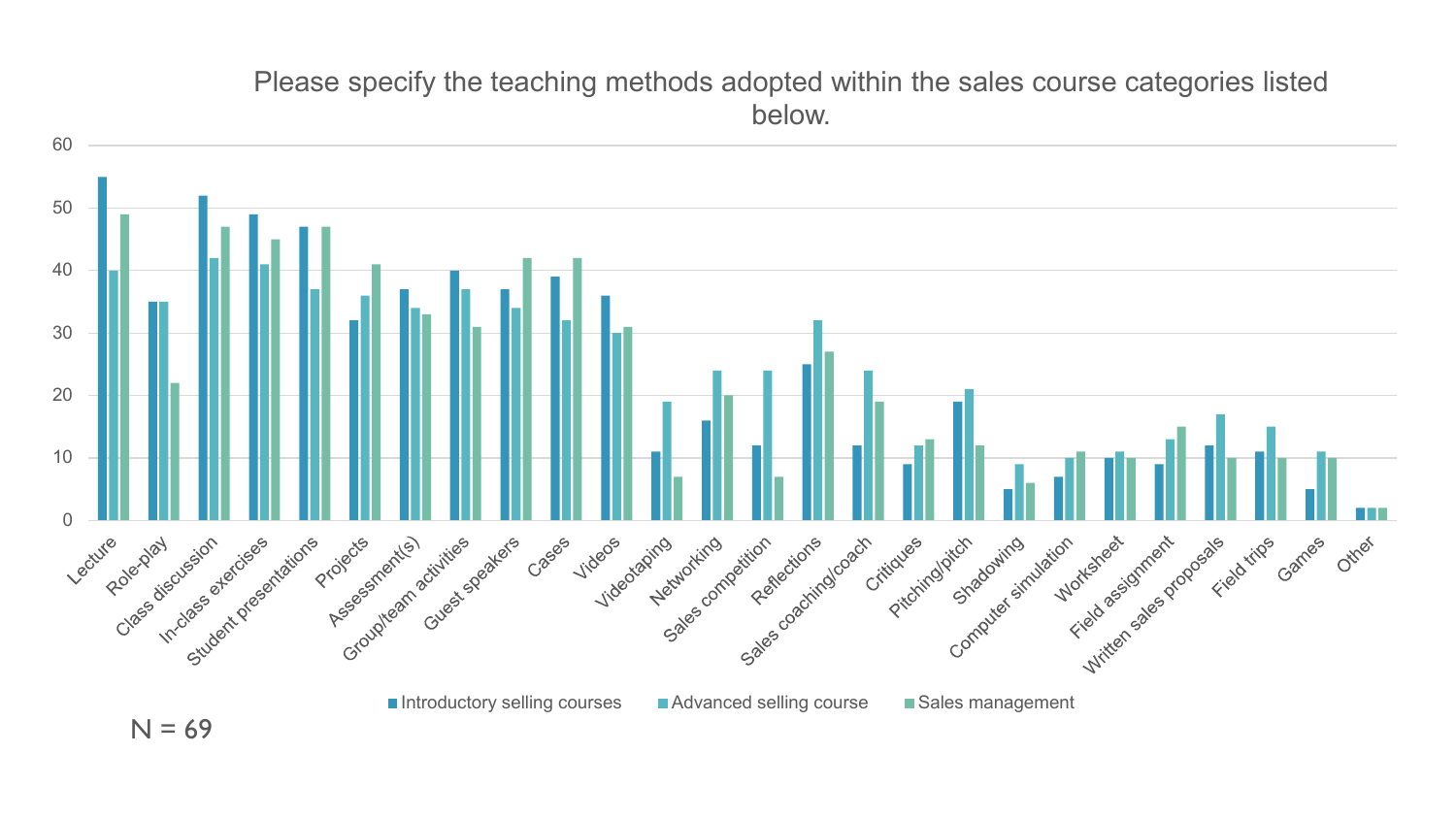## Please specify the teaching methods adopted within the sales course categories listed below.

| Teaching method | Introductory selling courses | Advanced selling course | Sales management |
| --- | --- | --- | --- |
| Lecture | 55 | 40 | 49 |
| Role-play | 35 | 35 | 22 |
| Class discussion | 52 | 42 | 47 |
| In-class exercises | 49 | 41 | 45 |
| Student presentations | 47 | 37 | 47 |
| Projects | 32 | 36 | 41 |
| Assessment(s) | 37 | 34 | 33 |
| Group/team activities | 40 | 37 | 31 |
| Guest speakers | 37 | 34 | 42 |
| Cases | 39 | 32 | 42 |
| Videos | 36 | 30 | 31 |
| Videotaping | 11 | 19 | 7 |
| Networking | 16 | 24 | 20 |
| Sales competition | 12 | 24 | 7 |
| Reflections | 25 | 32 | 27 |
| Sales coaching/coach | 12 | 24 | 19 |
| Critiques | 9 | 12 | 13 |
| Pitching/pitch | 19 | 21 | 12 |
| Shadowing | 5 | 9 | 6 |
| Computer simulation | 7 | 10 | 11 |
| Worksheet | 10 | 11 | 10 |
| Field assignment | 9 | 13 | 15 |
| Written sales proposals | 12 | 17 | 10 |
| Field trips | 11 | 15 | 10 |
| Games | 5 | 11 | 10 |
| Other | 2 | 2 | 2 |

N = 69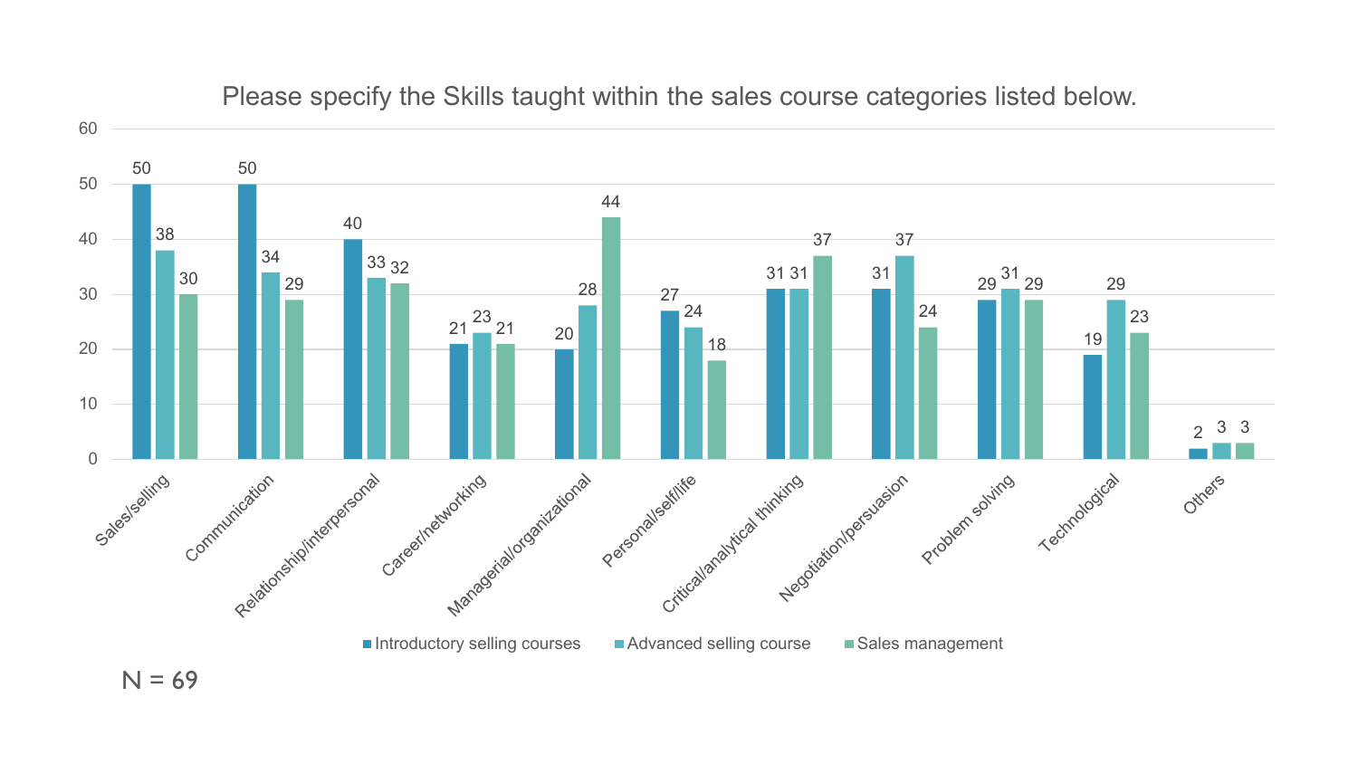## Please specify the Skills taught within the sales course categories listed below.

| Skill | Introductory selling courses | Advanced selling course | Sales management |
|---|---|---|---|
| Sales/selling | 50 | 38 | 30 |
| Communication | 50 | 34 | 29 |
| Relationship/interpersonal | 40 | 33 | 32 |
| Career/networking | 21 | 23 | 21 |
| Managerial/organizational | 20 | 28 | 44 |
| Personal/self/life | 27 | 24 | 18 |
| Critical/analytical thinking | 31 | 31 | 37 |
| Negotiation/persuasion | 31 | 37 | 24 |
| Problem solving | 29 | 31 | 29 |
| Technological | 19 | 29 | 23 |
| Others | 2 | 3 | 3 |

N = 69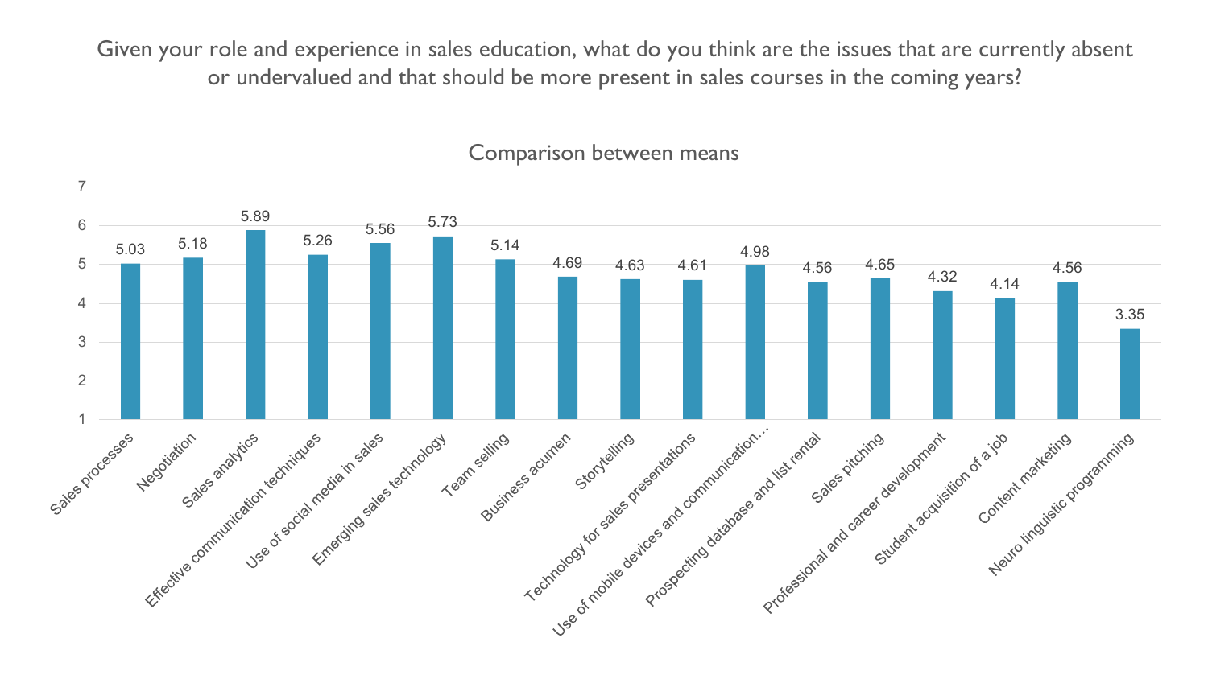Given your role and experience in sales education, what do you think are the issues that are currently absent or undervalued and that should be more present in sales courses in the coming years?

## Comparison between means

| Issue | Mean |
| --- | --- |
| Sales processes | 5.03 |
| Negotiation | 5.18 |
| Sales analytics | 5.89 |
| Effective communication techniques | 5.26 |
| Use of social media in sales | 5.56 |
| Emerging sales technology | 5.73 |
| Team selling | 5.14 |
| Business acumen | 4.69 |
| Storytelling | 4.63 |
| Technology for sales presentations | 4.61 |
| Use of mobile devices and communication... | 4.98 |
| Prospecting database and list rental | 4.56 |
| Sales pitching | 4.65 |
| Professional and career development | 4.32 |
| Student acquisition of a job | 4.14 |
| Content marketing | 4.56 |
| Neuro linguistic programming | 3.35 |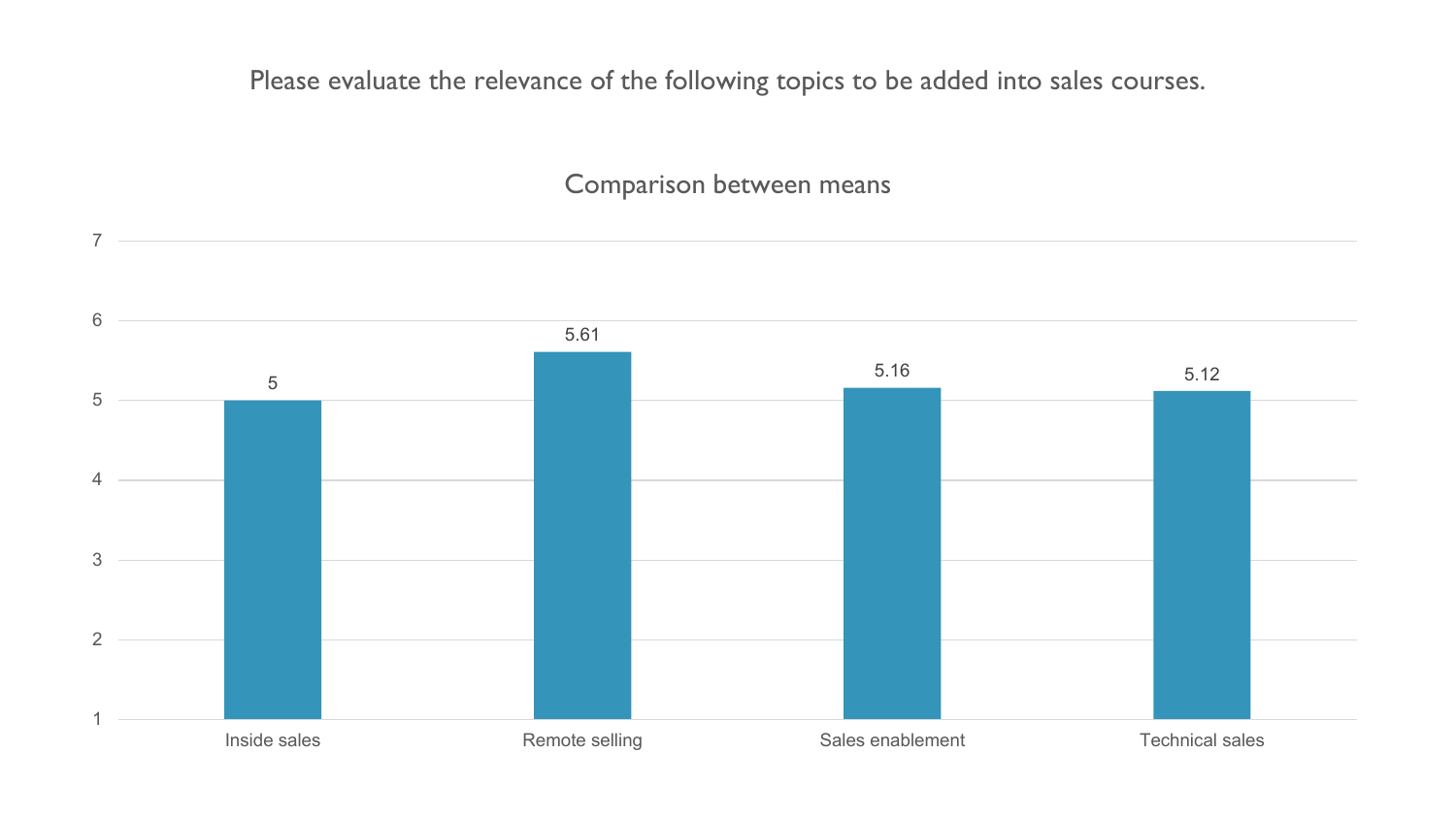Please evaluate the relevance of the following topics to be added into sales courses.

## Comparison between means

| Topic | Mean |
|---|---|
| Inside sales | 5 |
| Remote selling | 5.61 |
| Sales enablement | 5.16 |
| Technical sales | 5.12 |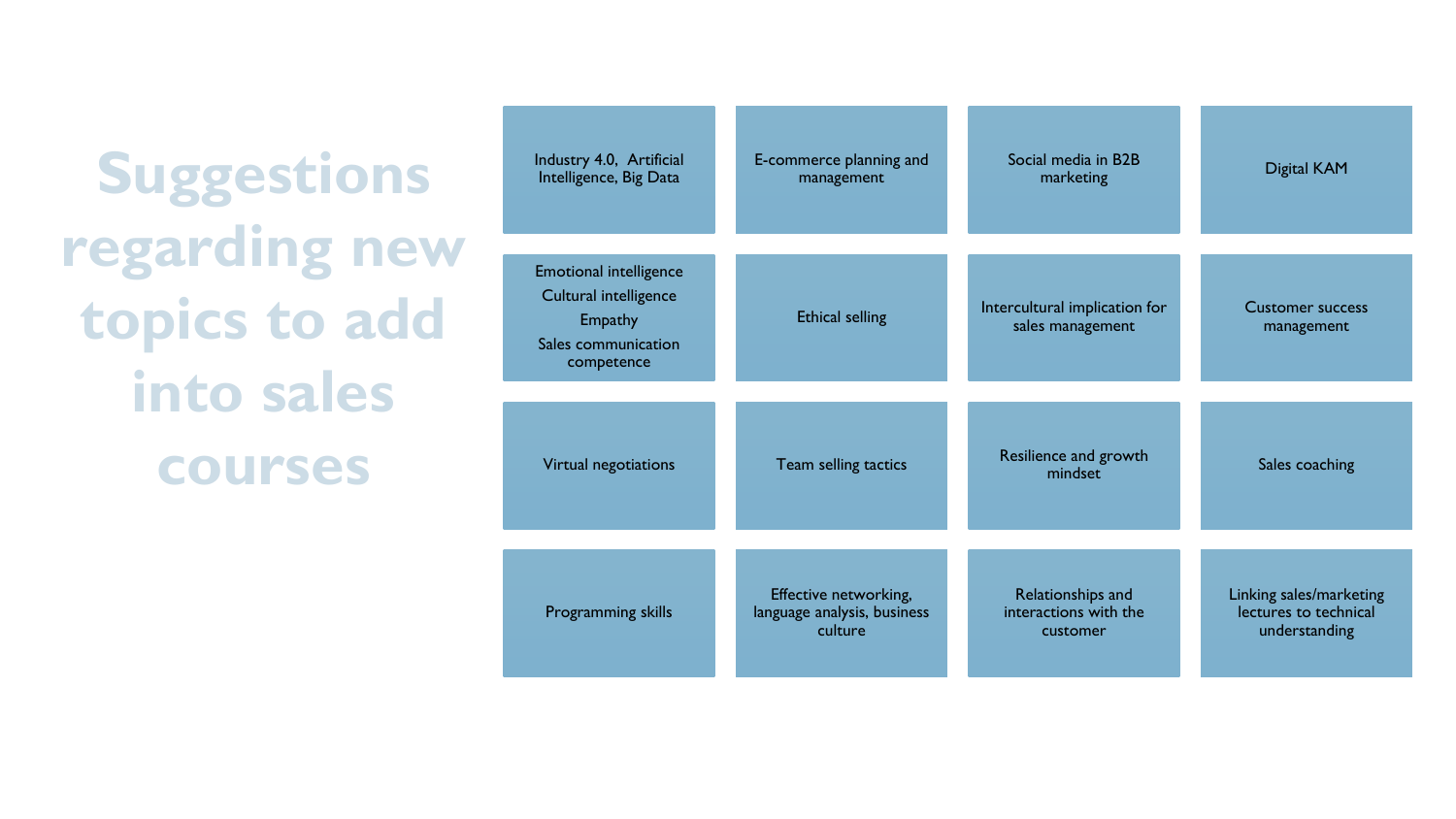# Suggestions regarding new topics to add into sales courses

- Industry 4.0, Artificial Intelligence, Big Data
- E-commerce planning and management
- Social media in B2B marketing
- Digital KAM
- Emotional intelligence
  Cultural intelligence
  Empathy
  Sales communication competence
- Ethical selling
- Intercultural implication for sales management
- Customer success management
- Virtual negotiations
- Team selling tactics
- Resilience and growth mindset
- Sales coaching
- Programming skills
- Effective networking, language analysis, business culture
- Relationships and interactions with the customer
- Linking sales/marketing lectures to technical understanding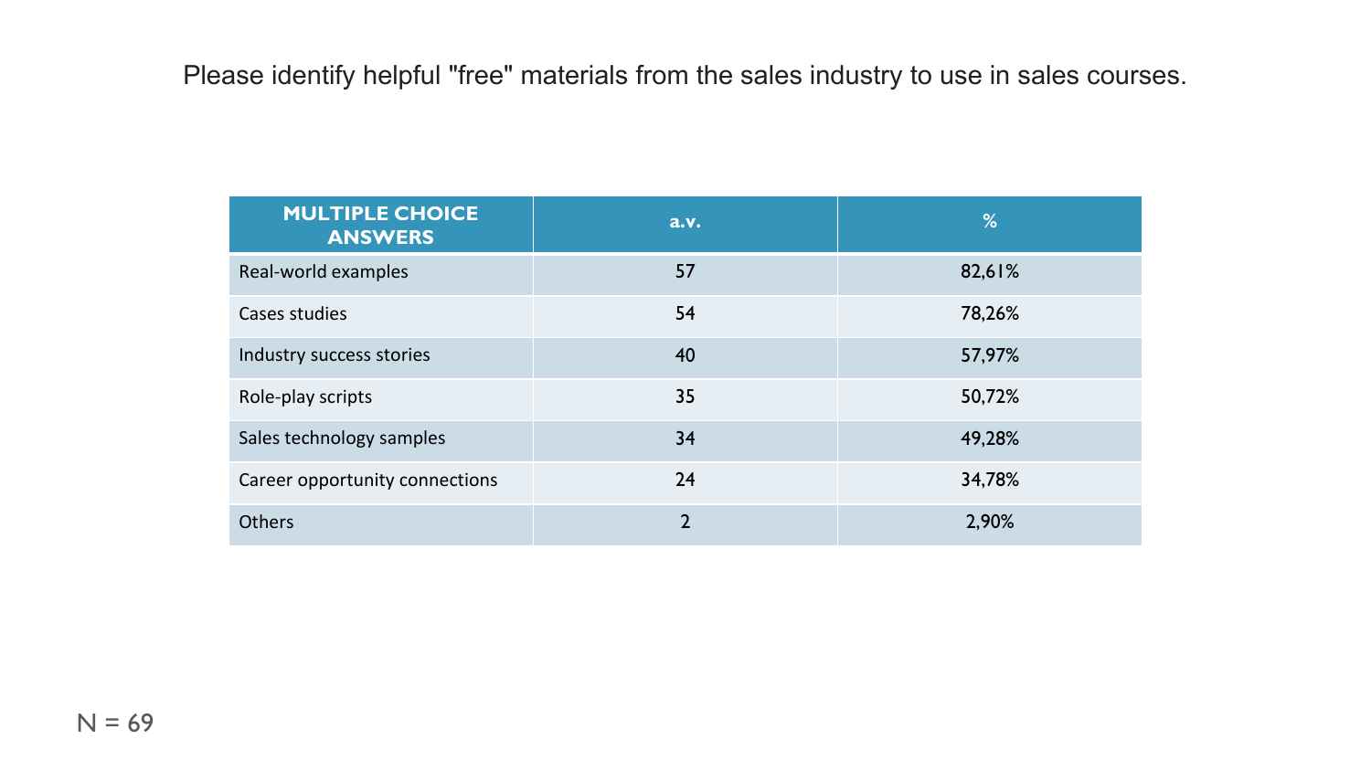Please identify helpful "free" materials from the sales industry to use in sales courses.

| MULTIPLE CHOICE ANSWERS | a.v. | % |
| --- | --- | --- |
| Real-world examples | 57 | 82,61% |
| Cases studies | 54 | 78,26% |
| Industry success stories | 40 | 57,97% |
| Role-play scripts | 35 | 50,72% |
| Sales technology samples | 34 | 49,28% |
| Career opportunity connections | 24 | 34,78% |
| Others | 2 | 2,90% |

N = 69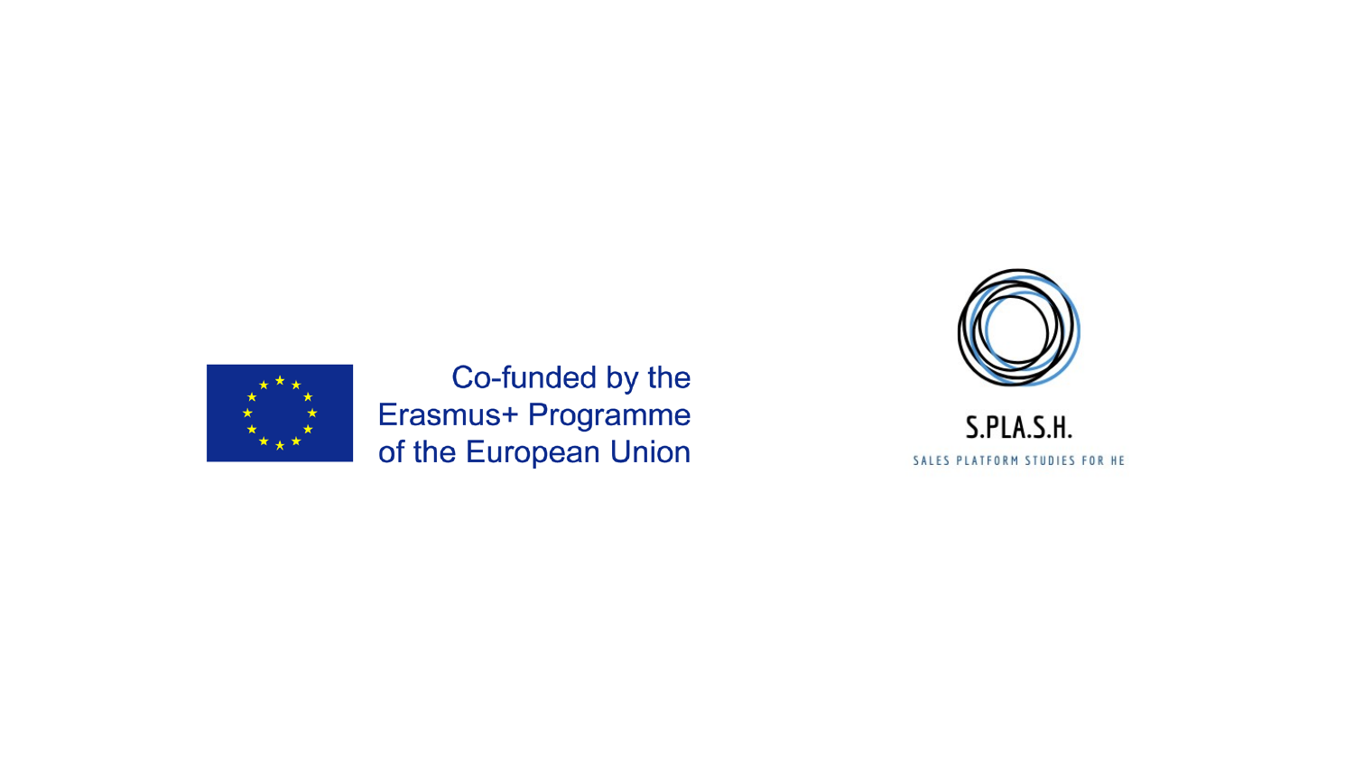Co-funded by the Erasmus+ Programme of the European Union

S.PLA.S.H.

SALES PLATFORM STUDIES FOR HE